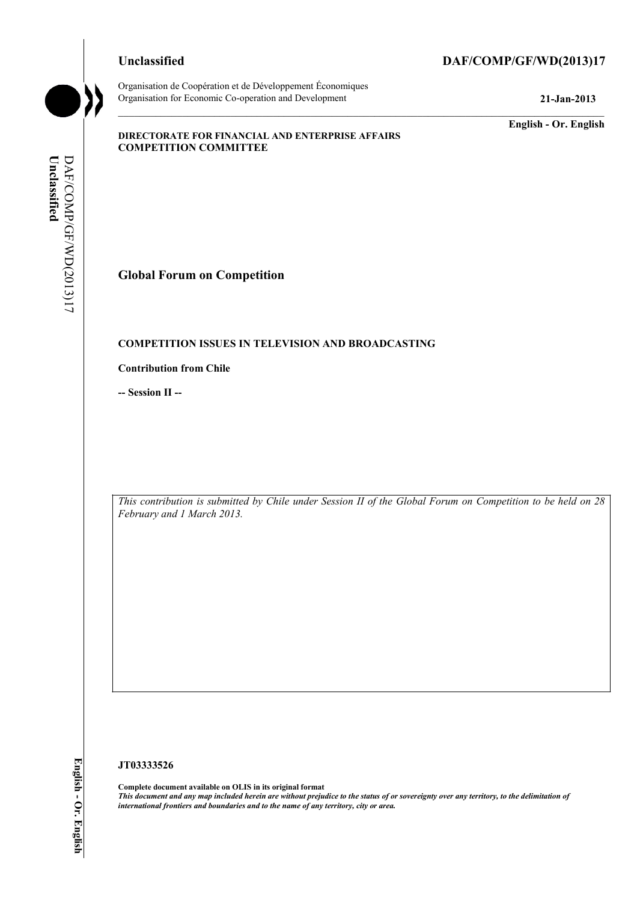**Unclassified** **DAF/COMP/GF/WD(2013)17**

Organisation de Coopération et de Développement Économiques
Organisation for Economic Co-operation and Development **21-Jan-2013**

**English - Or. English**

**DIRECTORATE FOR FINANCIAL AND ENTERPRISE AFFAIRS**
**COMPETITION COMMITTEE**

## Global Forum on Competition

**COMPETITION ISSUES IN TELEVISION AND BROADCASTING**

**Contribution from Chile**

**-- Session II --**

*This contribution is submitted by Chile under Session II of the Global Forum on Competition to be held on 28 February and 1 March 2013.*

**JT03333526**

**Complete document available on OLIS in its original format**
***This document and any map included herein are without prejudice to the status of or sovereignty over any territory, to the delimitation of international frontiers and boundaries and to the name of any territory, city or area.***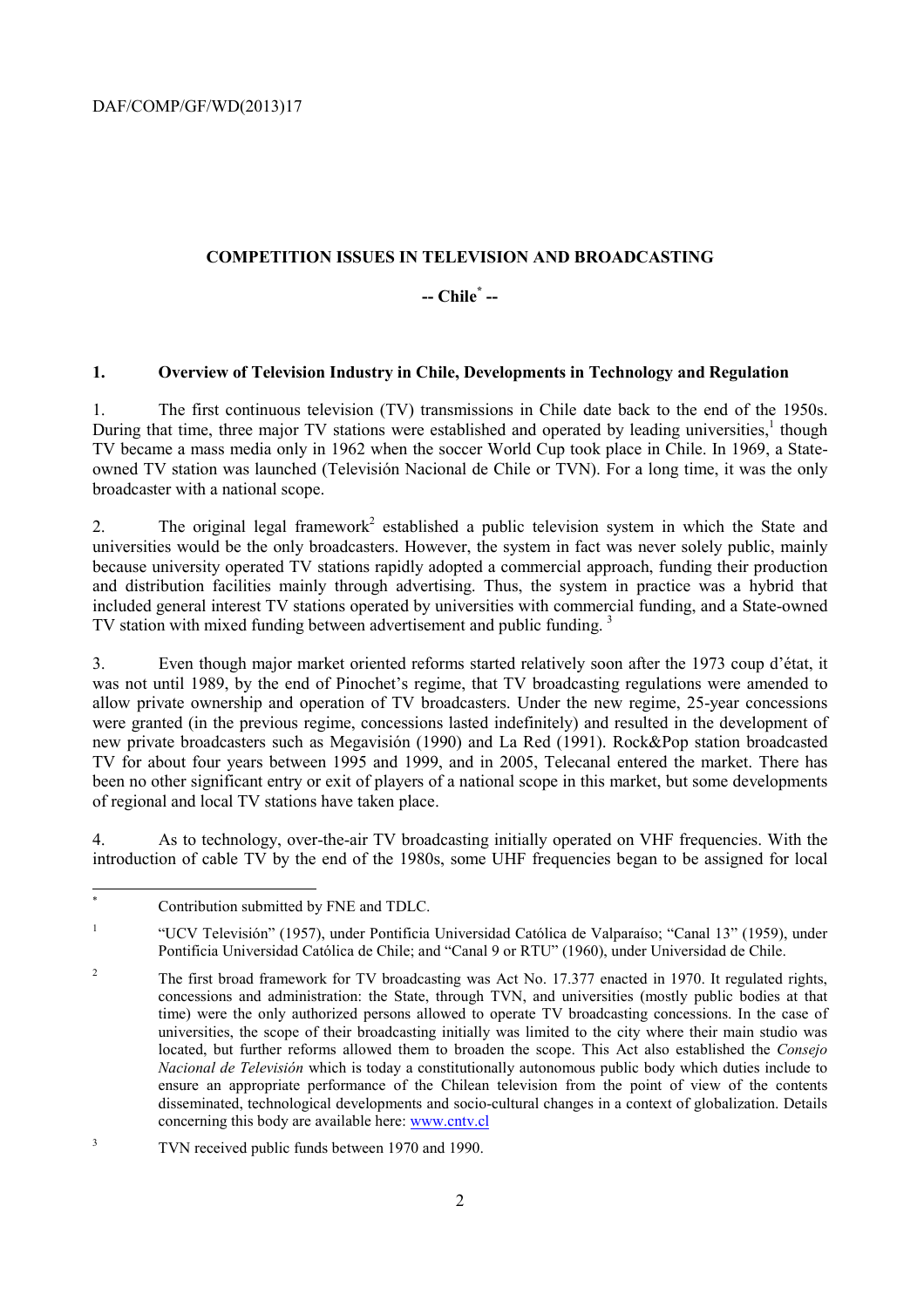## COMPETITION ISSUES IN TELEVISION AND BROADCASTING

### -- Chile[*] --

### 1. Overview of Television Industry in Chile, Developments in Technology and Regulation

1. The first continuous television (TV) transmissions in Chile date back to the end of the 1950s. During that time, three major TV stations were established and operated by leading universities,[1] though TV became a mass media only in 1962 when the soccer World Cup took place in Chile. In 1969, a State-owned TV station was launched (Televisión Nacional de Chile or TVN). For a long time, it was the only broadcaster with a national scope.

2. The original legal framework[2] established a public television system in which the State and universities would be the only broadcasters. However, the system in fact was never solely public, mainly because university operated TV stations rapidly adopted a commercial approach, funding their production and distribution facilities mainly through advertising. Thus, the system in practice was a hybrid that included general interest TV stations operated by universities with commercial funding, and a State-owned TV station with mixed funding between advertisement and public funding. [3]

3. Even though major market oriented reforms started relatively soon after the 1973 coup d'état, it was not until 1989, by the end of Pinochet's regime, that TV broadcasting regulations were amended to allow private ownership and operation of TV broadcasters. Under the new regime, 25-year concessions were granted (in the previous regime, concessions lasted indefinitely) and resulted in the development of new private broadcasters such as Megavisión (1990) and La Red (1991). Rock&Pop station broadcasted TV for about four years between 1995 and 1999, and in 2005, Telecanal entered the market. There has been no other significant entry or exit of players of a national scope in this market, but some developments of regional and local TV stations have taken place.

4. As to technology, over-the-air TV broadcasting initially operated on VHF frequencies. With the introduction of cable TV by the end of the 1980s, some UHF frequencies began to be assigned for local

---

[*] Contribution submitted by FNE and TDLC.

[1] "UCV Televisión" (1957), under Pontificia Universidad Católica de Valparaíso; "Canal 13" (1959), under Pontificia Universidad Católica de Chile; and "Canal 9 or RTU" (1960), under Universidad de Chile.

[2] The first broad framework for TV broadcasting was Act No. 17.377 enacted in 1970. It regulated rights, concessions and administration: the State, through TVN, and universities (mostly public bodies at that time) were the only authorized persons allowed to operate TV broadcasting concessions. In the case of universities, the scope of their broadcasting initially was limited to the city where their main studio was located, but further reforms allowed them to broaden the scope. This Act also established the *Consejo Nacional de Televisión* which is today a constitutionally autonomous public body which duties include to ensure an appropriate performance of the Chilean television from the point of view of the contents disseminated, technological developments and socio-cultural changes in a context of globalization. Details concerning this body are available here: www.cntv.cl

[3] TVN received public funds between 1970 and 1990.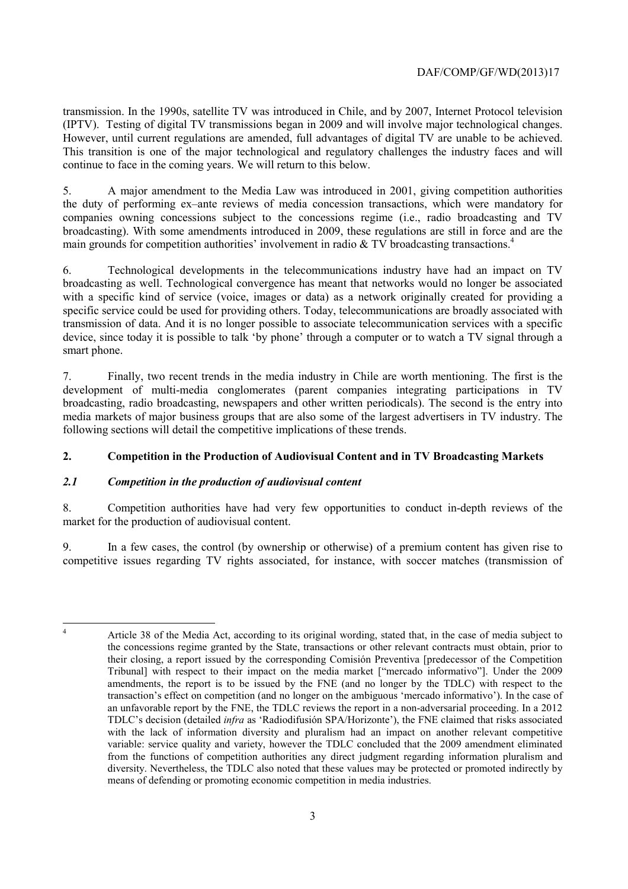transmission. In the 1990s, satellite TV was introduced in Chile, and by 2007, Internet Protocol television (IPTV). Testing of digital TV transmissions began in 2009 and will involve major technological changes. However, until current regulations are amended, full advantages of digital TV are unable to be achieved. This transition is one of the major technological and regulatory challenges the industry faces and will continue to face in the coming years. We will return to this below.

5. A major amendment to the Media Law was introduced in 2001, giving competition authorities the duty of performing ex–ante reviews of media concession transactions, which were mandatory for companies owning concessions subject to the concessions regime (i.e., radio broadcasting and TV broadcasting). With some amendments introduced in 2009, these regulations are still in force and are the main grounds for competition authorities' involvement in radio & TV broadcasting transactions.[4]

6. Technological developments in the telecommunications industry have had an impact on TV broadcasting as well. Technological convergence has meant that networks would no longer be associated with a specific kind of service (voice, images or data) as a network originally created for providing a specific service could be used for providing others. Today, telecommunications are broadly associated with transmission of data. And it is no longer possible to associate telecommunication services with a specific device, since today it is possible to talk 'by phone' through a computer or to watch a TV signal through a smart phone.

7. Finally, two recent trends in the media industry in Chile are worth mentioning. The first is the development of multi-media conglomerates (parent companies integrating participations in TV broadcasting, radio broadcasting, newspapers and other written periodicals). The second is the entry into media markets of major business groups that are also some of the largest advertisers in TV industry. The following sections will detail the competitive implications of these trends.

## 2. Competition in the Production of Audiovisual Content and in TV Broadcasting Markets

### *2.1 Competition in the production of audiovisual content*

8. Competition authorities have had very few opportunities to conduct in-depth reviews of the market for the production of audiovisual content.

9. In a few cases, the control (by ownership or otherwise) of a premium content has given rise to competitive issues regarding TV rights associated, for instance, with soccer matches (transmission of

---

[4] Article 38 of the Media Act, according to its original wording, stated that, in the case of media subject to the concessions regime granted by the State, transactions or other relevant contracts must obtain, prior to their closing, a report issued by the corresponding Comisión Preventiva [predecessor of the Competition Tribunal] with respect to their impact on the media market ["mercado informativo"]. Under the 2009 amendments, the report is to be issued by the FNE (and no longer by the TDLC) with respect to the transaction's effect on competition (and no longer on the ambiguous 'mercado informativo'). In the case of an unfavorable report by the FNE, the TDLC reviews the report in a non-adversarial proceeding. In a 2012 TDLC's decision (detailed *infra* as 'Radiodifusión SPA/Horizonte'), the FNE claimed that risks associated with the lack of information diversity and pluralism had an impact on another relevant competitive variable: service quality and variety, however the TDLC concluded that the 2009 amendment eliminated from the functions of competition authorities any direct judgment regarding information pluralism and diversity. Nevertheless, the TDLC also noted that these values may be protected or promoted indirectly by means of defending or promoting economic competition in media industries.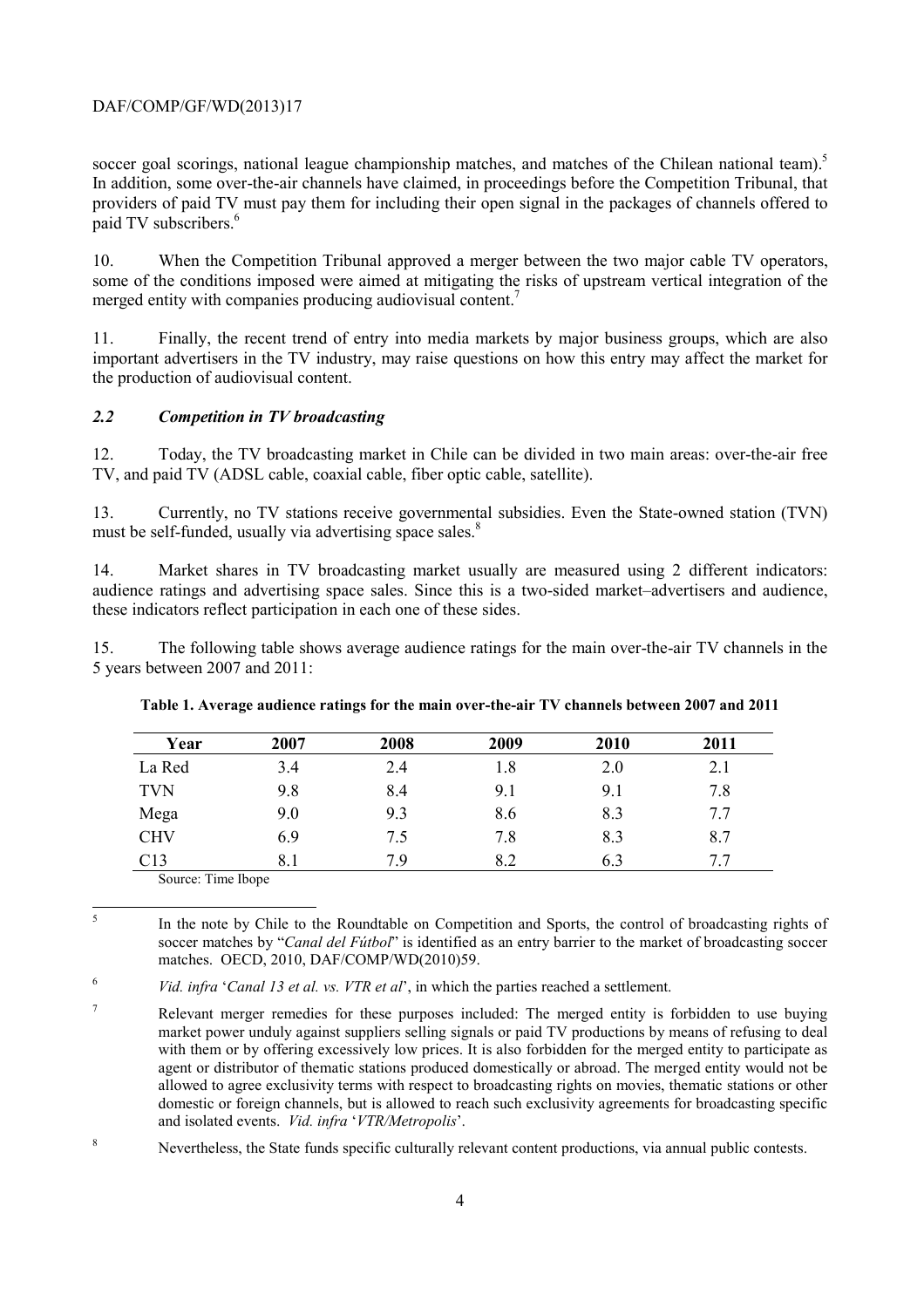soccer goal scorings, national league championship matches, and matches of the Chilean national team).[5] In addition, some over-the-air channels have claimed, in proceedings before the Competition Tribunal, that providers of paid TV must pay them for including their open signal in the packages of channels offered to paid TV subscribers.[6]

10. When the Competition Tribunal approved a merger between the two major cable TV operators, some of the conditions imposed were aimed at mitigating the risks of upstream vertical integration of the merged entity with companies producing audiovisual content.[7]

11. Finally, the recent trend of entry into media markets by major business groups, which are also important advertisers in the TV industry, may raise questions on how this entry may affect the market for the production of audiovisual content.

### *2.2 Competition in TV broadcasting*

12. Today, the TV broadcasting market in Chile can be divided in two main areas: over-the-air free TV, and paid TV (ADSL cable, coaxial cable, fiber optic cable, satellite).

13. Currently, no TV stations receive governmental subsidies. Even the State-owned station (TVN) must be self-funded, usually via advertising space sales.[8]

14. Market shares in TV broadcasting market usually are measured using 2 different indicators: audience ratings and advertising space sales. Since this is a two-sided market–advertisers and audience, these indicators reflect participation in each one of these sides.

15. The following table shows average audience ratings for the main over-the-air TV channels in the 5 years between 2007 and 2011:

**Table 1. Average audience ratings for the main over-the-air TV channels between 2007 and 2011**

| Year | 2007 | 2008 | 2009 | 2010 | 2011 |
|---|---|---|---|---|---|
| La Red | 3.4 | 2.4 | 1.8 | 2.0 | 2.1 |
| TVN | 9.8 | 8.4 | 9.1 | 9.1 | 7.8 |
| Mega | 9.0 | 9.3 | 8.6 | 8.3 | 7.7 |
| CHV | 6.9 | 7.5 | 7.8 | 8.3 | 8.7 |
| C13 | 8.1 | 7.9 | 8.2 | 6.3 | 7.7 |

Source: Time Ibope

---

[5] In the note by Chile to the Roundtable on Competition and Sports, the control of broadcasting rights of soccer matches by "*Canal del Fútbol*" is identified as an entry barrier to the market of broadcasting soccer matches. OECD, 2010, DAF/COMP/WD(2010)59.

[6] *Vid. infra* '*Canal 13 et al. vs. VTR et al*', in which the parties reached a settlement.

[7] Relevant merger remedies for these purposes included: The merged entity is forbidden to use buying market power unduly against suppliers selling signals or paid TV productions by means of refusing to deal with them or by offering excessively low prices. It is also forbidden for the merged entity to participate as agent or distributor of thematic stations produced domestically or abroad. The merged entity would not be allowed to agree exclusivity terms with respect to broadcasting rights on movies, thematic stations or other domestic or foreign channels, but is allowed to reach such exclusivity agreements for broadcasting specific and isolated events. *Vid. infra* '*VTR/Metropolis*'.

[8] Nevertheless, the State funds specific culturally relevant content productions, via annual public contests.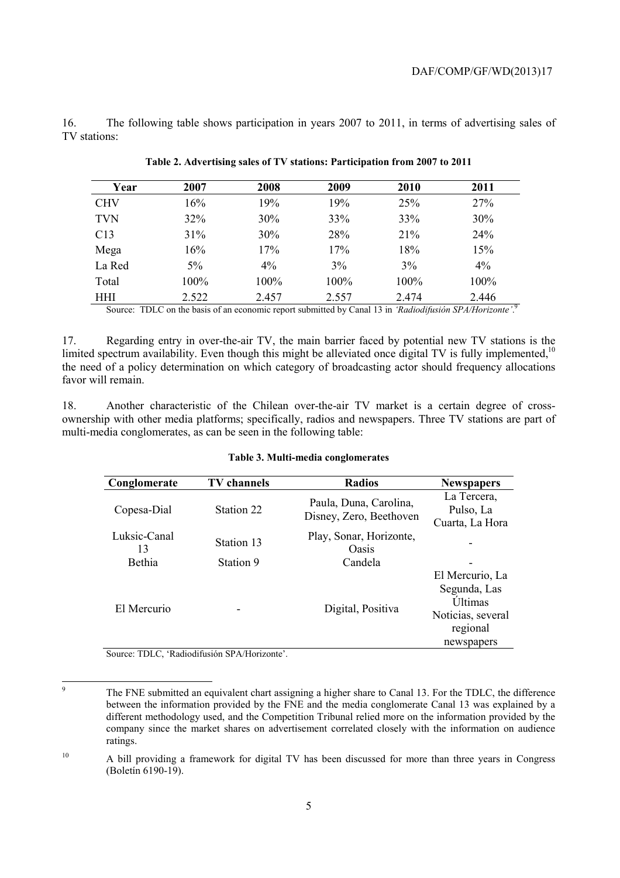16. The following table shows participation in years 2007 to 2011, in terms of advertising sales of TV stations:

**Table 2. Advertising sales of TV stations: Participation from 2007 to 2011**

| Year | 2007 | 2008 | 2009 | 2010 | 2011 |
|---|---|---|---|---|---|
| CHV | 16% | 19% | 19% | 25% | 27% |
| TVN | 32% | 30% | 33% | 33% | 30% |
| C13 | 31% | 30% | 28% | 21% | 24% |
| Mega | 16% | 17% | 17% | 18% | 15% |
| La Red | 5% | 4% | 3% | 3% | 4% |
| Total | 100% | 100% | 100% | 100% | 100% |
| HHI | 2.522 | 2.457 | 2.557 | 2.474 | 2.446 |

Source: TDLC on the basis of an economic report submitted by Canal 13 in *'Radiodifusión SPA/Horizonte'*.[9]

17. Regarding entry in over-the-air TV, the main barrier faced by potential new TV stations is the limited spectrum availability. Even though this might be alleviated once digital TV is fully implemented,[10] the need of a policy determination on which category of broadcasting actor should frequency allocations favor will remain.

18. Another characteristic of the Chilean over-the-air TV market is a certain degree of cross-ownership with other media platforms; specifically, radios and newspapers. Three TV stations are part of multi-media conglomerates, as can be seen in the following table:

**Table 3. Multi-media conglomerates**

| Conglomerate | TV channels | Radios | Newspapers |
|---|---|---|---|
| Copesa-Dial | Station 22 | Paula, Duna, Carolina, Disney, Zero, Beethoven | La Tercera, Pulso, La Cuarta, La Hora |
| Luksic-Canal 13 | Station 13 | Play, Sonar, Horizonte, Oasis | - |
| Bethia | Station 9 | Candela | - |
| El Mercurio | - | Digital, Positiva | El Mercurio, La Segunda, Las Últimas Noticias, several regional newspapers |

Source: TDLC, 'Radiodifusión SPA/Horizonte'.

---

[9] The FNE submitted an equivalent chart assigning a higher share to Canal 13. For the TDLC, the difference between the information provided by the FNE and the media conglomerate Canal 13 was explained by a different methodology used, and the Competition Tribunal relied more on the information provided by the company since the market shares on advertisement correlated closely with the information on audience ratings.

[10] A bill providing a framework for digital TV has been discussed for more than three years in Congress (Boletín 6190-19).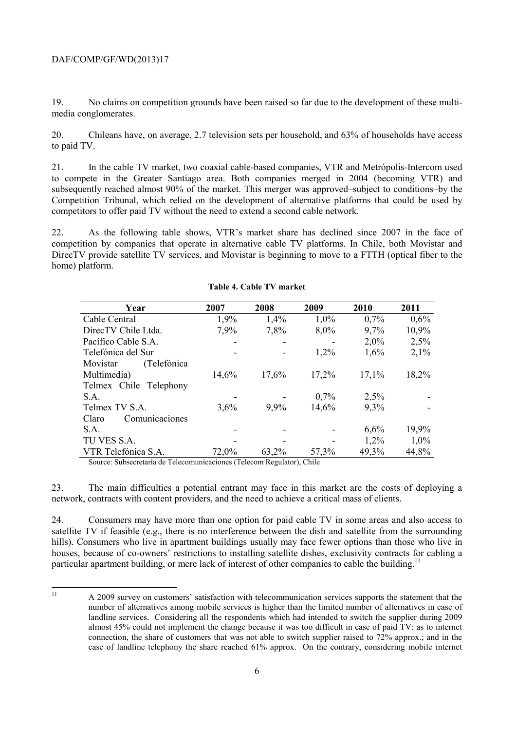19. No claims on competition grounds have been raised so far due to the development of these multi-media conglomerates.

20. Chileans have, on average, 2.7 television sets per household, and 63% of households have access to paid TV.

21. In the cable TV market, two coaxial cable-based companies, VTR and Metrópolis-Intercom used to compete in the Greater Santiago area. Both companies merged in 2004 (becoming VTR) and subsequently reached almost 90% of the market. This merger was approved–subject to conditions–by the Competition Tribunal, which relied on the development of alternative platforms that could be used by competitors to offer paid TV without the need to extend a second cable network.

22. As the following table shows, VTR's market share has declined since 2007 in the face of competition by companies that operate in alternative cable TV platforms. In Chile, both Movistar and DirecTV provide satellite TV services, and Movistar is beginning to move to a FTTH (optical fiber to the home) platform.

**Table 4. Cable TV market**

| Year | 2007 | 2008 | 2009 | 2010 | 2011 |
|---|---|---|---|---|---|
| Cable Central | 1,9% | 1,4% | 1,0% | 0,7% | 0,6% |
| DirecTV Chile Ltda. | 7,9% | 7,8% | 8,0% | 9,7% | 10,9% |
| Pacífico Cable S.A. | - | - | - | 2,0% | 2,5% |
| Telefónica del Sur | - | - | 1,2% | 1,6% | 2,1% |
| Movistar (Telefónica Multimedia) | 14,6% | 17,6% | 17,2% | 17,1% | 18,2% |
| Telmex Chile Telephony S.A. | - | - | 0,7% | 2,5% | - |
| Telmex TV S.A. | 3,6% | 9,9% | 14,6% | 9,3% | - |
| Claro Comunicaciones S.A. | - | - | - | 6,6% | 19,9% |
| TU VES S.A. | - | - | - | 1,2% | 1,0% |
| VTR Telefónica S.A. | 72,0% | 63,2% | 57,3% | 49,3% | 44,8% |

Source: Subsecretaría de Telecomunicaciones (Telecom Regulator), Chile

23. The main difficulties a potential entrant may face in this market are the costs of deploying a network, contracts with content providers, and the need to achieve a critical mass of clients.

24. Consumers may have more than one option for paid cable TV in some areas and also access to satellite TV if feasible (e.g., there is no interference between the dish and satellite from the surrounding hills). Consumers who live in apartment buildings usually may face fewer options than those who live in houses, because of co-owners' restrictions to installing satellite dishes, exclusivity contracts for cabling a particular apartment building, or mere lack of interest of other companies to cable the building.[11]

[11] A 2009 survey on customers' satisfaction with telecommunication services supports the statement that the number of alternatives among mobile services is higher than the limited number of alternatives in case of landline services. Considering all the respondents which had intended to switch the supplier during 2009 almost 45% could not implement the change because it was too difficult in case of paid TV; as to internet connection, the share of customers that was not able to switch supplier raised to 72% approx.; and in the case of landline telephony the share reached 61% approx. On the contrary, considering mobile internet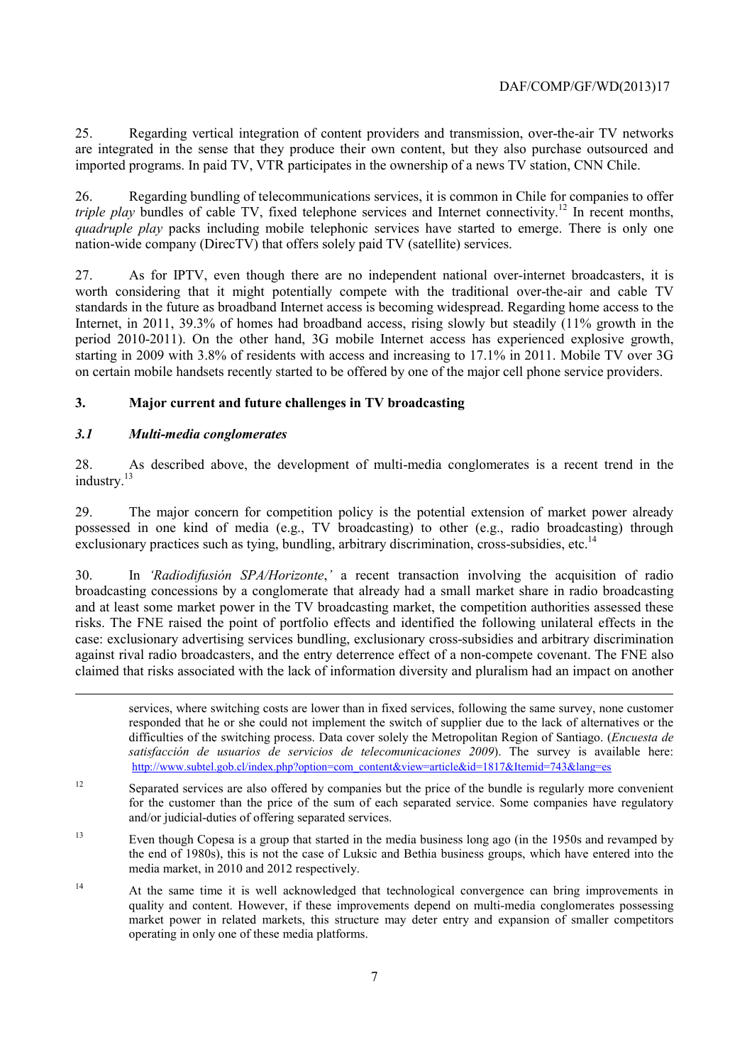25. Regarding vertical integration of content providers and transmission, over-the-air TV networks are integrated in the sense that they produce their own content, but they also purchase outsourced and imported programs. In paid TV, VTR participates in the ownership of a news TV station, CNN Chile.

26. Regarding bundling of telecommunications services, it is common in Chile for companies to offer *triple play* bundles of cable TV, fixed telephone services and Internet connectivity.[12] In recent months, *quadruple play* packs including mobile telephonic services have started to emerge. There is only one nation-wide company (DirecTV) that offers solely paid TV (satellite) services.

27. As for IPTV, even though there are no independent national over-internet broadcasters, it is worth considering that it might potentially compete with the traditional over-the-air and cable TV standards in the future as broadband Internet access is becoming widespread. Regarding home access to the Internet, in 2011, 39.3% of homes had broadband access, rising slowly but steadily (11% growth in the period 2010-2011). On the other hand, 3G mobile Internet access has experienced explosive growth, starting in 2009 with 3.8% of residents with access and increasing to 17.1% in 2011. Mobile TV over 3G on certain mobile handsets recently started to be offered by one of the major cell phone service providers.

## 3. Major current and future challenges in TV broadcasting

### *3.1 Multi-media conglomerates*

28. As described above, the development of multi-media conglomerates is a recent trend in the industry.[13]

29. The major concern for competition policy is the potential extension of market power already possessed in one kind of media (e.g., TV broadcasting) to other (e.g., radio broadcasting) through exclusionary practices such as tying, bundling, arbitrary discrimination, cross-subsidies, etc.[14]

30. In *'Radiodifusión SPA/Horizonte*,*'* a recent transaction involving the acquisition of radio broadcasting concessions by a conglomerate that already had a small market share in radio broadcasting and at least some market power in the TV broadcasting market, the competition authorities assessed these risks. The FNE raised the point of portfolio effects and identified the following unilateral effects in the case: exclusionary advertising services bundling, exclusionary cross-subsidies and arbitrary discrimination against rival radio broadcasters, and the entry deterrence effect of a non-compete covenant. The FNE also claimed that risks associated with the lack of information diversity and pluralism had an impact on another

---

services, where switching costs are lower than in fixed services, following the same survey, none customer responded that he or she could not implement the switch of supplier due to the lack of alternatives or the difficulties of the switching process. Data cover solely the Metropolitan Region of Santiago. (*Encuesta de satisfacción de usuarios de servicios de telecomunicaciones 2009*). The survey is available here: http://www.subtel.gob.cl/index.php?option=com_content&view=article&id=1817&Itemid=743&lang=es

[12] Separated services are also offered by companies but the price of the bundle is regularly more convenient for the customer than the price of the sum of each separated service. Some companies have regulatory and/or judicial-duties of offering separated services.

[13] Even though Copesa is a group that started in the media business long ago (in the 1950s and revamped by the end of 1980s), this is not the case of Luksic and Bethia business groups, which have entered into the media market, in 2010 and 2012 respectively.

[14] At the same time it is well acknowledged that technological convergence can bring improvements in quality and content. However, if these improvements depend on multi-media conglomerates possessing market power in related markets, this structure may deter entry and expansion of smaller competitors operating in only one of these media platforms.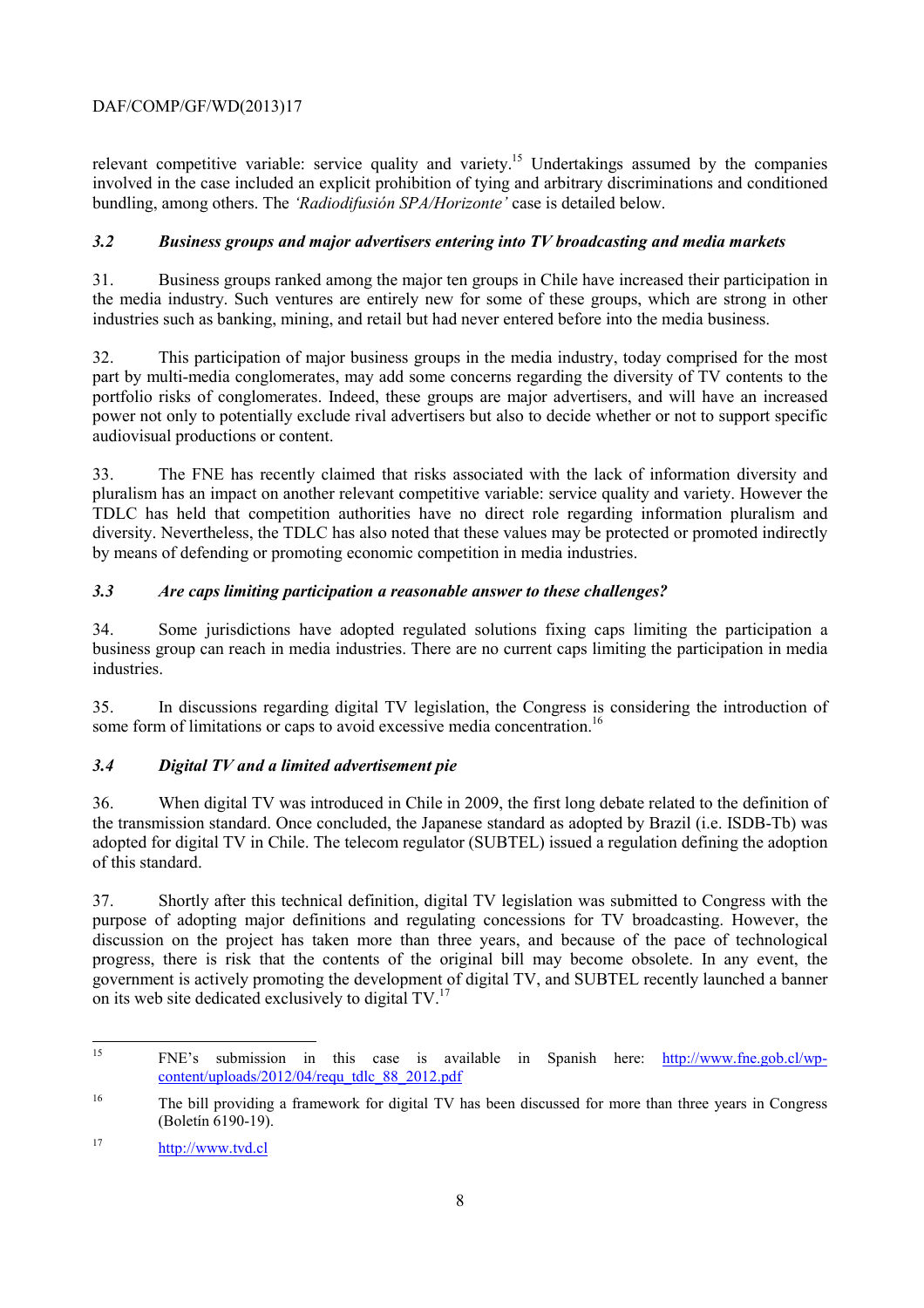relevant competitive variable: service quality and variety.[15] Undertakings assumed by the companies involved in the case included an explicit prohibition of tying and arbitrary discriminations and conditioned bundling, among others. The *'Radiodifusión SPA/Horizonte'* case is detailed below.

### *3.2 Business groups and major advertisers entering into TV broadcasting and media markets*

31. Business groups ranked among the major ten groups in Chile have increased their participation in the media industry. Such ventures are entirely new for some of these groups, which are strong in other industries such as banking, mining, and retail but had never entered before into the media business.

32. This participation of major business groups in the media industry, today comprised for the most part by multi-media conglomerates, may add some concerns regarding the diversity of TV contents to the portfolio risks of conglomerates. Indeed, these groups are major advertisers, and will have an increased power not only to potentially exclude rival advertisers but also to decide whether or not to support specific audiovisual productions or content.

33. The FNE has recently claimed that risks associated with the lack of information diversity and pluralism has an impact on another relevant competitive variable: service quality and variety. However the TDLC has held that competition authorities have no direct role regarding information pluralism and diversity. Nevertheless, the TDLC has also noted that these values may be protected or promoted indirectly by means of defending or promoting economic competition in media industries.

### *3.3 Are caps limiting participation a reasonable answer to these challenges?*

34. Some jurisdictions have adopted regulated solutions fixing caps limiting the participation a business group can reach in media industries. There are no current caps limiting the participation in media industries.

35. In discussions regarding digital TV legislation, the Congress is considering the introduction of some form of limitations or caps to avoid excessive media concentration.[16]

### *3.4 Digital TV and a limited advertisement pie*

36. When digital TV was introduced in Chile in 2009, the first long debate related to the definition of the transmission standard. Once concluded, the Japanese standard as adopted by Brazil (i.e. ISDB-Tb) was adopted for digital TV in Chile. The telecom regulator (SUBTEL) issued a regulation defining the adoption of this standard.

37. Shortly after this technical definition, digital TV legislation was submitted to Congress with the purpose of adopting major definitions and regulating concessions for TV broadcasting. However, the discussion on the project has taken more than three years, and because of the pace of technological progress, there is risk that the contents of the original bill may become obsolete. In any event, the government is actively promoting the development of digital TV, and SUBTEL recently launched a banner on its web site dedicated exclusively to digital TV.[17]

---

[15] FNE's submission in this case is available in Spanish here: http://www.fne.gob.cl/wp-content/uploads/2012/04/requ_tdlc_88_2012.pdf

[16] The bill providing a framework for digital TV has been discussed for more than three years in Congress (Boletín 6190-19).

[17] http://www.tvd.cl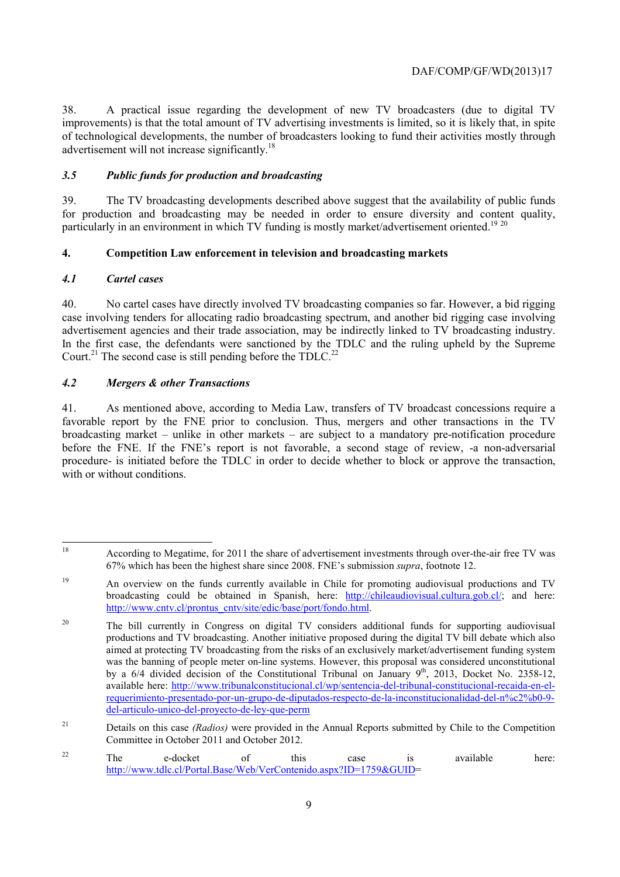38. A practical issue regarding the development of new TV broadcasters (due to digital TV improvements) is that the total amount of TV advertising investments is limited, so it is likely that, in spite of technological developments, the number of broadcasters looking to fund their activities mostly through advertisement will not increase significantly.[18]

### *3.5 Public funds for production and broadcasting*

39. The TV broadcasting developments described above suggest that the availability of public funds for production and broadcasting may be needed in order to ensure diversity and content quality, particularly in an environment in which TV funding is mostly market/advertisement oriented.[19] [20]

## 4. Competition Law enforcement in television and broadcasting markets

### *4.1 Cartel cases*

40. No cartel cases have directly involved TV broadcasting companies so far. However, a bid rigging case involving tenders for allocating radio broadcasting spectrum, and another bid rigging case involving advertisement agencies and their trade association, may be indirectly linked to TV broadcasting industry. In the first case, the defendants were sanctioned by the TDLC and the ruling upheld by the Supreme Court.[21] The second case is still pending before the TDLC.[22]

### *4.2 Mergers & other Transactions*

41. As mentioned above, according to Media Law, transfers of TV broadcast concessions require a favorable report by the FNE prior to conclusion. Thus, mergers and other transactions in the TV broadcasting market – unlike in other markets – are subject to a mandatory pre-notification procedure before the FNE. If the FNE's report is not favorable, a second stage of review, -a non-adversarial procedure- is initiated before the TDLC in order to decide whether to block or approve the transaction, with or without conditions.

---

[18] According to Megatime, for 2011 the share of advertisement investments through over-the-air free TV was 67% which has been the highest share since 2008. FNE's submission *supra*, footnote 12.

[19] An overview on the funds currently available in Chile for promoting audiovisual productions and TV broadcasting could be obtained in Spanish, here: http://chileaudiovisual.cultura.gob.cl/; and here: http://www.cntv.cl/prontus_cntv/site/edic/base/port/fondo.html.

[20] The bill currently in Congress on digital TV considers additional funds for supporting audiovisual productions and TV broadcasting. Another initiative proposed during the digital TV bill debate which also aimed at protecting TV broadcasting from the risks of an exclusively market/advertisement funding system was the banning of people meter on-line systems. However, this proposal was considered unconstitutional by a 6/4 divided decision of the Constitutional Tribunal on January 9th, 2013, Docket No. 2358-12, available here: http://www.tribunalconstitucional.cl/wp/sentencia-del-tribunal-constitucional-recaida-en-el-requerimiento-presentado-por-un-grupo-de-diputados-respecto-de-la-inconstitucionalidad-del-n%c2%b0-9-del-articulo-unico-del-proyecto-de-ley-que-perm

[21] Details on this case *(Radios)* were provided in the Annual Reports submitted by Chile to the Competition Committee in October 2011 and October 2012.

[22] The e-docket of this case is available here: http://www.tdlc.cl/Portal.Base/Web/VerContenido.aspx?ID=1759&GUID=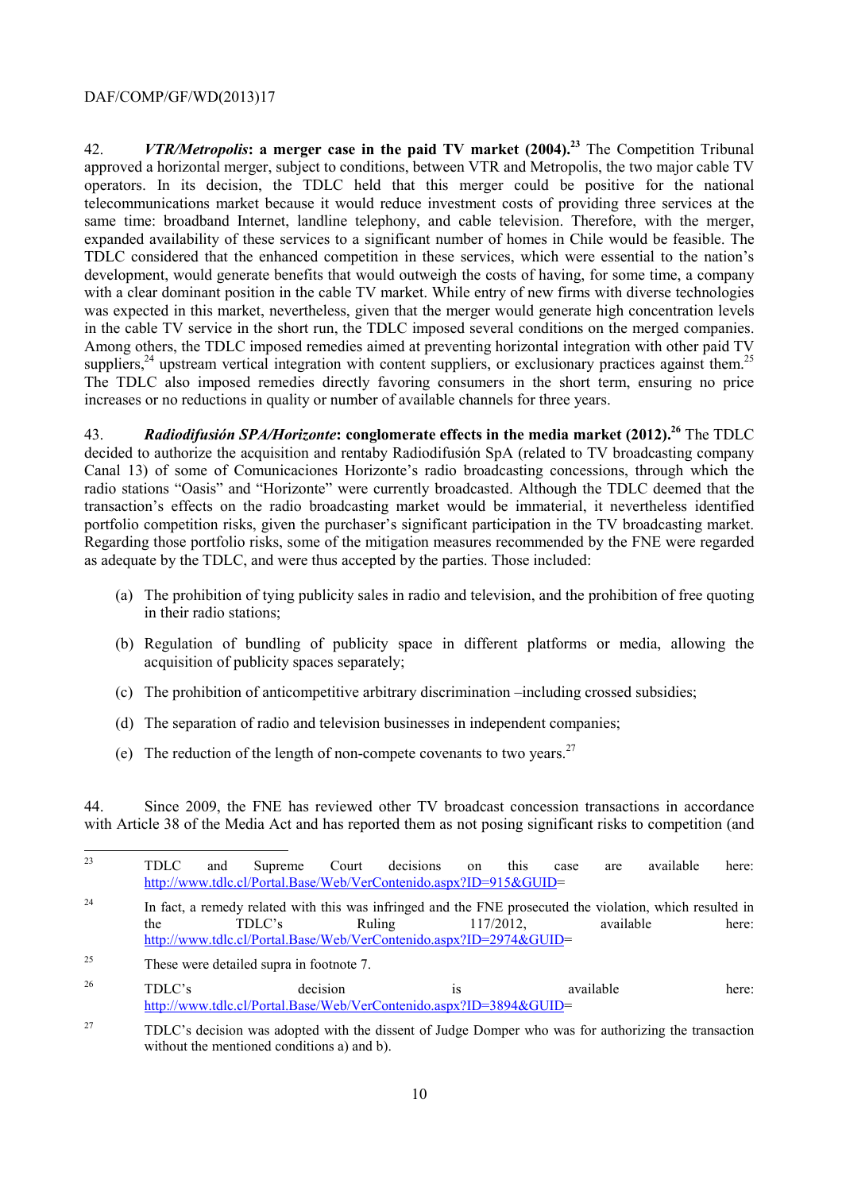42. ***VTR/Metropolis*: a merger case in the paid TV market (2004).**[23] The Competition Tribunal approved a horizontal merger, subject to conditions, between VTR and Metropolis, the two major cable TV operators. In its decision, the TDLC held that this merger could be positive for the national telecommunications market because it would reduce investment costs of providing three services at the same time: broadband Internet, landline telephony, and cable television. Therefore, with the merger, expanded availability of these services to a significant number of homes in Chile would be feasible. The TDLC considered that the enhanced competition in these services, which were essential to the nation's development, would generate benefits that would outweigh the costs of having, for some time, a company with a clear dominant position in the cable TV market. While entry of new firms with diverse technologies was expected in this market, nevertheless, given that the merger would generate high concentration levels in the cable TV service in the short run, the TDLC imposed several conditions on the merged companies. Among others, the TDLC imposed remedies aimed at preventing horizontal integration with other paid TV suppliers,[24] upstream vertical integration with content suppliers, or exclusionary practices against them.[25] The TDLC also imposed remedies directly favoring consumers in the short term, ensuring no price increases or no reductions in quality or number of available channels for three years.

43. ***Radiodifusión SPA/Horizonte*: conglomerate effects in the media market (2012).**[26] The TDLC decided to authorize the acquisition and rentaby Radiodifusión SpA (related to TV broadcasting company Canal 13) of some of Comunicaciones Horizonte's radio broadcasting concessions, through which the radio stations "Oasis" and "Horizonte" were currently broadcasted. Although the TDLC deemed that the transaction's effects on the radio broadcasting market would be immaterial, it nevertheless identified portfolio competition risks, given the purchaser's significant participation in the TV broadcasting market. Regarding those portfolio risks, some of the mitigation measures recommended by the FNE were regarded as adequate by the TDLC, and were thus accepted by the parties. Those included:

(a) The prohibition of tying publicity sales in radio and television, and the prohibition of free quoting in their radio stations;

(b) Regulation of bundling of publicity space in different platforms or media, allowing the acquisition of publicity spaces separately;

(c) The prohibition of anticompetitive arbitrary discrimination –including crossed subsidies;

(d) The separation of radio and television businesses in independent companies;

(e) The reduction of the length of non-compete covenants to two years.[27]

44. Since 2009, the FNE has reviewed other TV broadcast concession transactions in accordance with Article 38 of the Media Act and has reported them as not posing significant risks to competition (and

---

[23] TDLC and Supreme Court decisions on this case are available here: http://www.tdlc.cl/Portal.Base/Web/VerContenido.aspx?ID=915&GUID=

[24] In fact, a remedy related with this was infringed and the FNE prosecuted the violation, which resulted in the TDLC's Ruling 117/2012, available here: http://www.tdlc.cl/Portal.Base/Web/VerContenido.aspx?ID=2974&GUID=

[25] These were detailed supra in footnote 7.

[26] TDLC's decision is available here: http://www.tdlc.cl/Portal.Base/Web/VerContenido.aspx?ID=3894&GUID=

[27] TDLC's decision was adopted with the dissent of Judge Domper who was for authorizing the transaction without the mentioned conditions a) and b).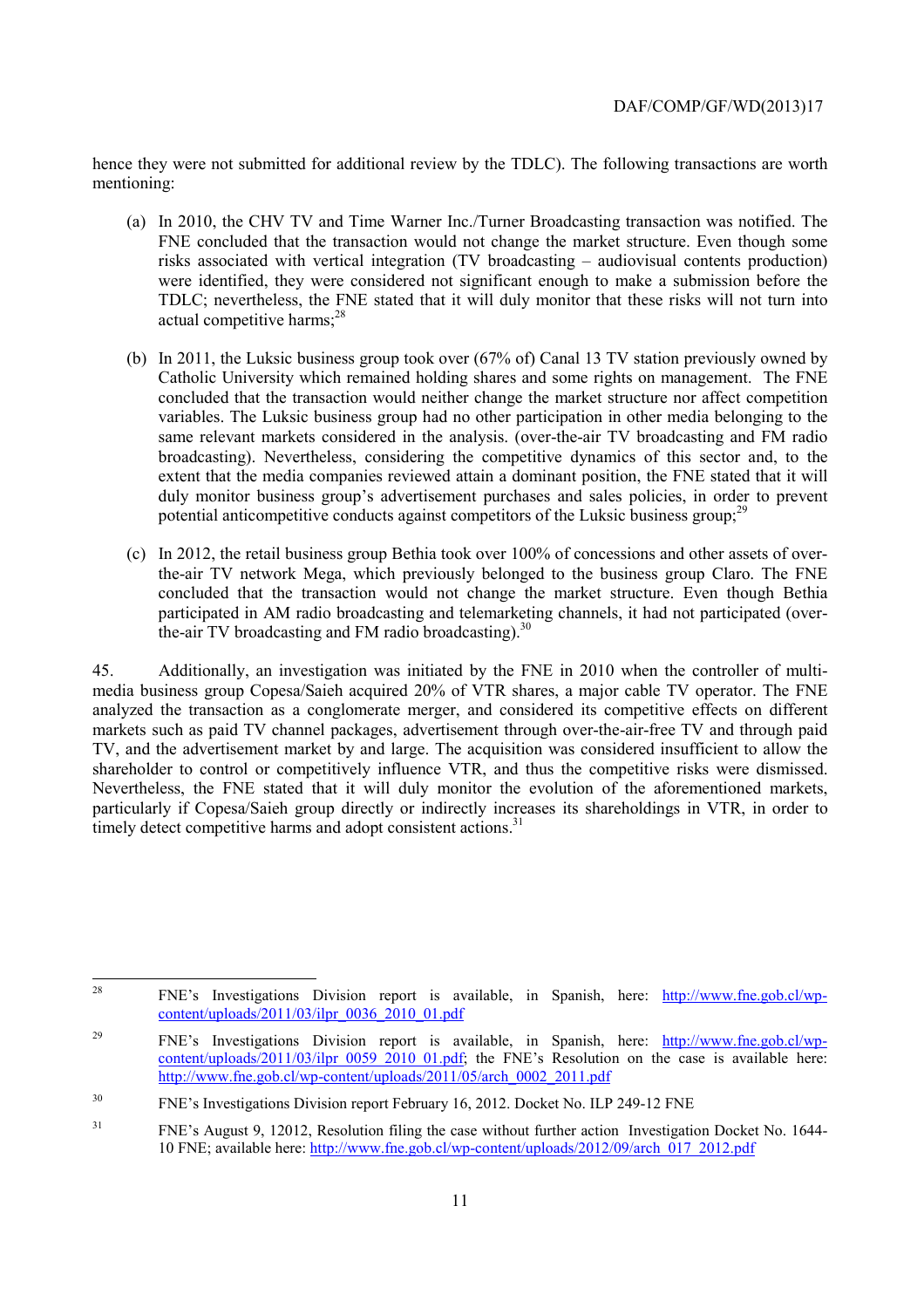hence they were not submitted for additional review by the TDLC). The following transactions are worth mentioning:

(a) In 2010, the CHV TV and Time Warner Inc./Turner Broadcasting transaction was notified. The FNE concluded that the transaction would not change the market structure. Even though some risks associated with vertical integration (TV broadcasting – audiovisual contents production) were identified, they were considered not significant enough to make a submission before the TDLC; nevertheless, the FNE stated that it will duly monitor that these risks will not turn into actual competitive harms;[28]

(b) In 2011, the Luksic business group took over (67% of) Canal 13 TV station previously owned by Catholic University which remained holding shares and some rights on management. The FNE concluded that the transaction would neither change the market structure nor affect competition variables. The Luksic business group had no other participation in other media belonging to the same relevant markets considered in the analysis. (over-the-air TV broadcasting and FM radio broadcasting). Nevertheless, considering the competitive dynamics of this sector and, to the extent that the media companies reviewed attain a dominant position, the FNE stated that it will duly monitor business group's advertisement purchases and sales policies, in order to prevent potential anticompetitive conducts against competitors of the Luksic business group;[29]

(c) In 2012, the retail business group Bethia took over 100% of concessions and other assets of over-the-air TV network Mega, which previously belonged to the business group Claro. The FNE concluded that the transaction would not change the market structure. Even though Bethia participated in AM radio broadcasting and telemarketing channels, it had not participated (over-the-air TV broadcasting and FM radio broadcasting).[30]

45. Additionally, an investigation was initiated by the FNE in 2010 when the controller of multi-media business group Copesa/Saieh acquired 20% of VTR shares, a major cable TV operator. The FNE analyzed the transaction as a conglomerate merger, and considered its competitive effects on different markets such as paid TV channel packages, advertisement through over-the-air-free TV and through paid TV, and the advertisement market by and large. The acquisition was considered insufficient to allow the shareholder to control or competitively influence VTR, and thus the competitive risks were dismissed. Nevertheless, the FNE stated that it will duly monitor the evolution of the aforementioned markets, particularly if Copesa/Saieh group directly or indirectly increases its shareholdings in VTR, in order to timely detect competitive harms and adopt consistent actions.[31]

---

[28] FNE's Investigations Division report is available, in Spanish, here: http://www.fne.gob.cl/wp-content/uploads/2011/03/ilpr_0036_2010_01.pdf

[29] FNE's Investigations Division report is available, in Spanish, here: http://www.fne.gob.cl/wp-content/uploads/2011/03/ilpr_0059_2010_01.pdf; the FNE's Resolution on the case is available here: http://www.fne.gob.cl/wp-content/uploads/2011/05/arch_0002_2011.pdf

[30] FNE's Investigations Division report February 16, 2012. Docket No. ILP 249-12 FNE

[31] FNE's August 9, 12012, Resolution filing the case without further action Investigation Docket No. 1644-10 FNE; available here: http://www.fne.gob.cl/wp-content/uploads/2012/09/arch_017_2012.pdf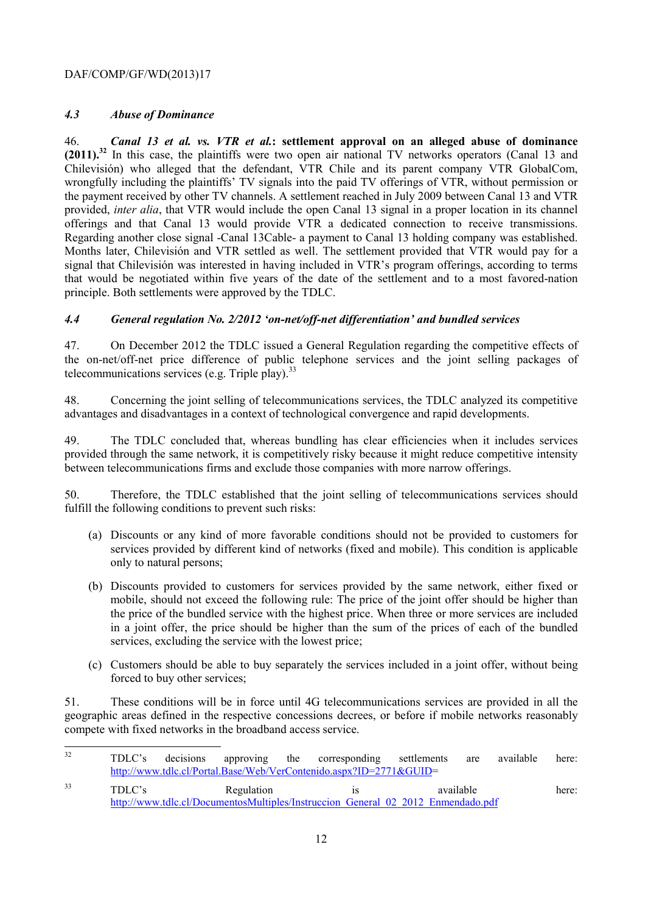### *4.3 Abuse of Dominance*

46. ***Canal 13 et al. vs. VTR et al.*: settlement approval on an alleged abuse of dominance (2011).**[32] In this case, the plaintiffs were two open air national TV networks operators (Canal 13 and Chilevisión) who alleged that the defendant, VTR Chile and its parent company VTR GlobalCom, wrongfully including the plaintiffs' TV signals into the paid TV offerings of VTR, without permission or the payment received by other TV channels. A settlement reached in July 2009 between Canal 13 and VTR provided, *inter alia*, that VTR would include the open Canal 13 signal in a proper location in its channel offerings and that Canal 13 would provide VTR a dedicated connection to receive transmissions. Regarding another close signal -Canal 13Cable- a payment to Canal 13 holding company was established. Months later, Chilevisión and VTR settled as well. The settlement provided that VTR would pay for a signal that Chilevisión was interested in having included in VTR's program offerings, according to terms that would be negotiated within five years of the date of the settlement and to a most favored-nation principle. Both settlements were approved by the TDLC.

### *4.4 General regulation No. 2/2012 'on-net/off-net differentiation' and bundled services*

47. On December 2012 the TDLC issued a General Regulation regarding the competitive effects of the on-net/off-net price difference of public telephone services and the joint selling packages of telecommunications services (e.g. Triple play).[33]

48. Concerning the joint selling of telecommunications services, the TDLC analyzed its competitive advantages and disadvantages in a context of technological convergence and rapid developments.

49. The TDLC concluded that, whereas bundling has clear efficiencies when it includes services provided through the same network, it is competitively risky because it might reduce competitive intensity between telecommunications firms and exclude those companies with more narrow offerings.

50. Therefore, the TDLC established that the joint selling of telecommunications services should fulfill the following conditions to prevent such risks:

(a) Discounts or any kind of more favorable conditions should not be provided to customers for services provided by different kind of networks (fixed and mobile). This condition is applicable only to natural persons;

(b) Discounts provided to customers for services provided by the same network, either fixed or mobile, should not exceed the following rule: The price of the joint offer should be higher than the price of the bundled service with the highest price. When three or more services are included in a joint offer, the price should be higher than the sum of the prices of each of the bundled services, excluding the service with the lowest price;

(c) Customers should be able to buy separately the services included in a joint offer, without being forced to buy other services;

51. These conditions will be in force until 4G telecommunications services are provided in all the geographic areas defined in the respective concessions decrees, or before if mobile networks reasonably compete with fixed networks in the broadband access service.

---

[32] TDLC's decisions approving the corresponding settlements are available here: http://www.tdlc.cl/Portal.Base/Web/VerContenido.aspx?ID=2771&GUID=

[33] TDLC's Regulation is available here: http://www.tdlc.cl/DocumentosMultiples/Instruccion_General_02_2012_Enmendado.pdf